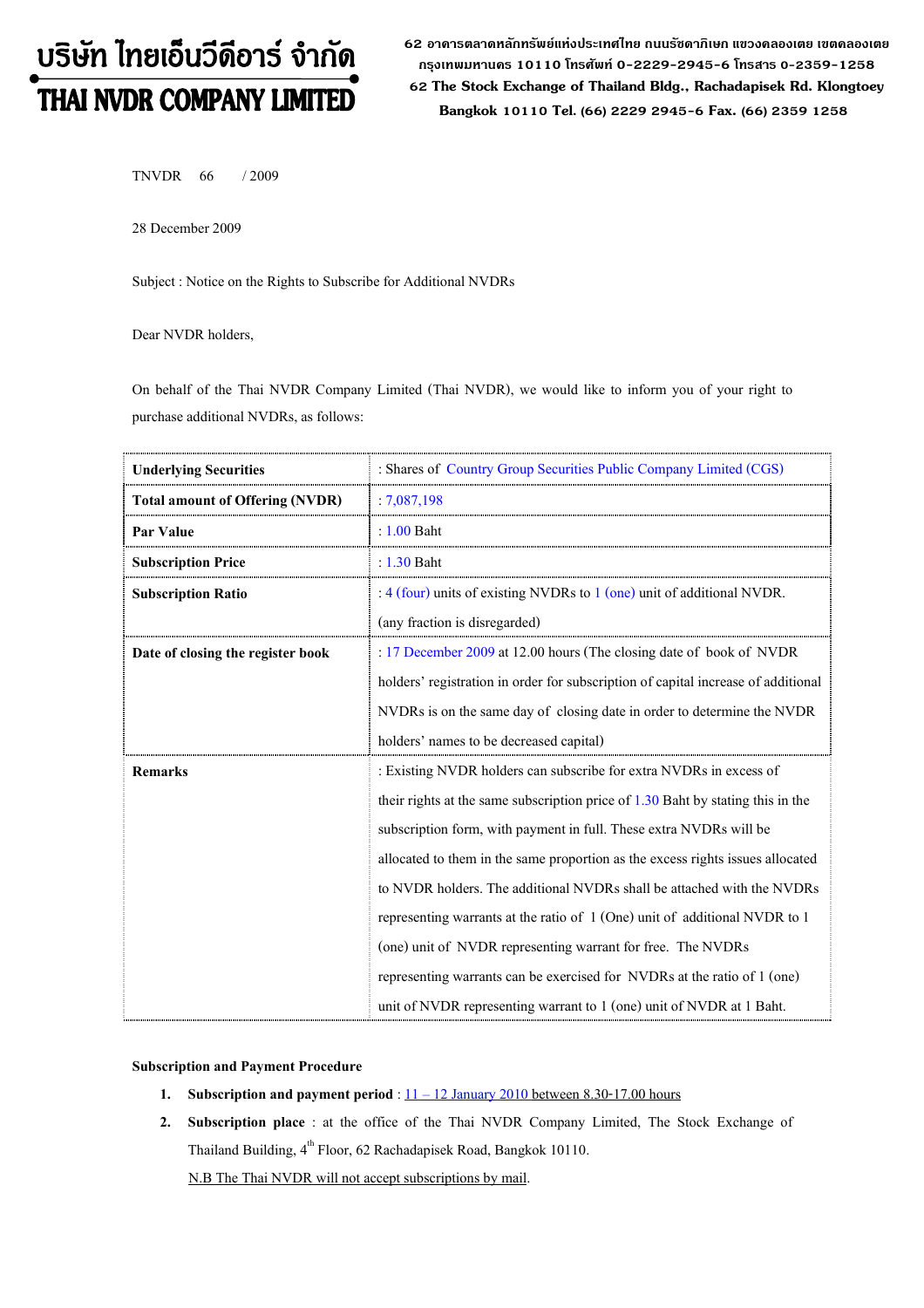# บริษัท ไทยเอ็นวีดีอาร์ จำกัด
# THAI NVDR COMPANY LIMITED

62 อาคารตลาดหลักทรัพย์แห่งประเทศไทย ถนนรัชดาภิเษก แขวงคลองเตย เขตคลองเตย กรุงเทพมหานคร 10110 โทรศัพท์ 0-2229-2945-6 โทรสาร 0-2359-1258
62 The Stock Exchange of Thailand Bldg., Rachadapisek Rd. Klongtoey Bangkok 10110 Tel. (66) 2229 2945-6 Fax. (66) 2359 1258

TNVDR 66 / 2009

28 December 2009

Subject : Notice on the Rights to Subscribe for Additional NVDRs

Dear NVDR holders,

On behalf of the Thai NVDR Company Limited (Thai NVDR), we would like to inform you of your right to purchase additional NVDRs, as follows:

| | |
|---|---|
| **Underlying Securities** | : Shares of Country Group Securities Public Company Limited (CGS) |
| **Total amount of Offering (NVDR)** | : 7,087,198 |
| **Par Value** | : 1.00 Baht |
| **Subscription Price** | : 1.30 Baht |
| **Subscription Ratio** | : 4 (four) units of existing NVDRs to 1 (one) unit of additional NVDR. (any fraction is disregarded) |
| **Date of closing the register book** | : 17 December 2009 at 12.00 hours (The closing date of book of NVDR holders' registration in order for subscription of capital increase of additional NVDRs is on the same day of closing date in order to determine the NVDR holders' names to be decreased capital) |
| **Remarks** | : Existing NVDR holders can subscribe for extra NVDRs in excess of their rights at the same subscription price of 1.30 Baht by stating this in the subscription form, with payment in full. These extra NVDRs will be allocated to them in the same proportion as the excess rights issues allocated to NVDR holders. The additional NVDRs shall be attached with the NVDRs representing warrants at the ratio of 1 (One) unit of additional NVDR to 1 (one) unit of NVDR representing warrant for free. The NVDRs representing warrants can be exercised for NVDRs at the ratio of 1 (one) unit of NVDR representing warrant to 1 (one) unit of NVDR at 1 Baht. |

**Subscription and Payment Procedure**

1. **Subscription and payment period** : 11 – 12 January 2010 between 8.30-17.00 hours
2. **Subscription place** : at the office of the Thai NVDR Company Limited, The Stock Exchange of Thailand Building, 4th Floor, 62 Rachadapisek Road, Bangkok 10110.

   N.B The Thai NVDR will not accept subscriptions by mail.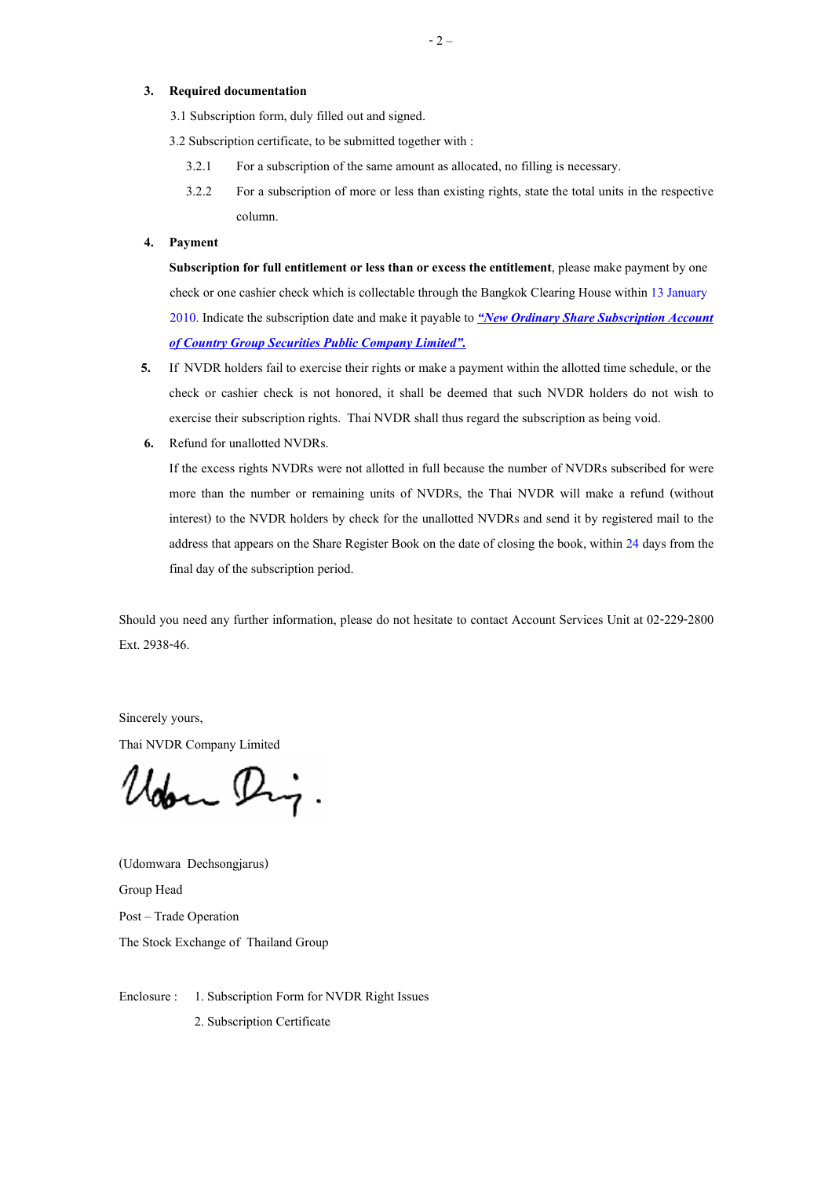3. **Required documentation**

   3.1 Subscription form, duly filled out and signed.

   3.2 Subscription certificate, to be submitted together with :

   3.2.1 For a subscription of the same amount as allocated, no filling is necessary.

   3.2.2 For a subscription of more or less than existing rights, state the total units in the respective column.

4. **Payment**

   **Subscription for full entitlement or less than or excess the entitlement**, please make payment by one check or one cashier check which is collectable through the Bangkok Clearing House within 13 January 2010. Indicate the subscription date and make it payable to ***"New Ordinary Share Subscription Account of Country Group Securities Public Company Limited".***

5. If NVDR holders fail to exercise their rights or make a payment within the allotted time schedule, or the check or cashier check is not honored, it shall be deemed that such NVDR holders do not wish to exercise their subscription rights. Thai NVDR shall thus regard the subscription as being void.

6. Refund for unallotted NVDRs.

   If the excess rights NVDRs were not allotted in full because the number of NVDRs subscribed for were more than the number or remaining units of NVDRs, the Thai NVDR will make a refund (without interest) to the NVDR holders by check for the unallotted NVDRs and send it by registered mail to the address that appears on the Share Register Book on the date of closing the book, within 24 days from the final day of the subscription period.

Should you need any further information, please do not hesitate to contact Account Services Unit at 02-229-2800 Ext. 2938-46.

Sincerely yours,

Thai NVDR Company Limited

(Udomwara Dechsongjarus)

Group Head

Post – Trade Operation

The Stock Exchange of Thailand Group

Enclosure : 1. Subscription Form for NVDR Right Issues

2. Subscription Certificate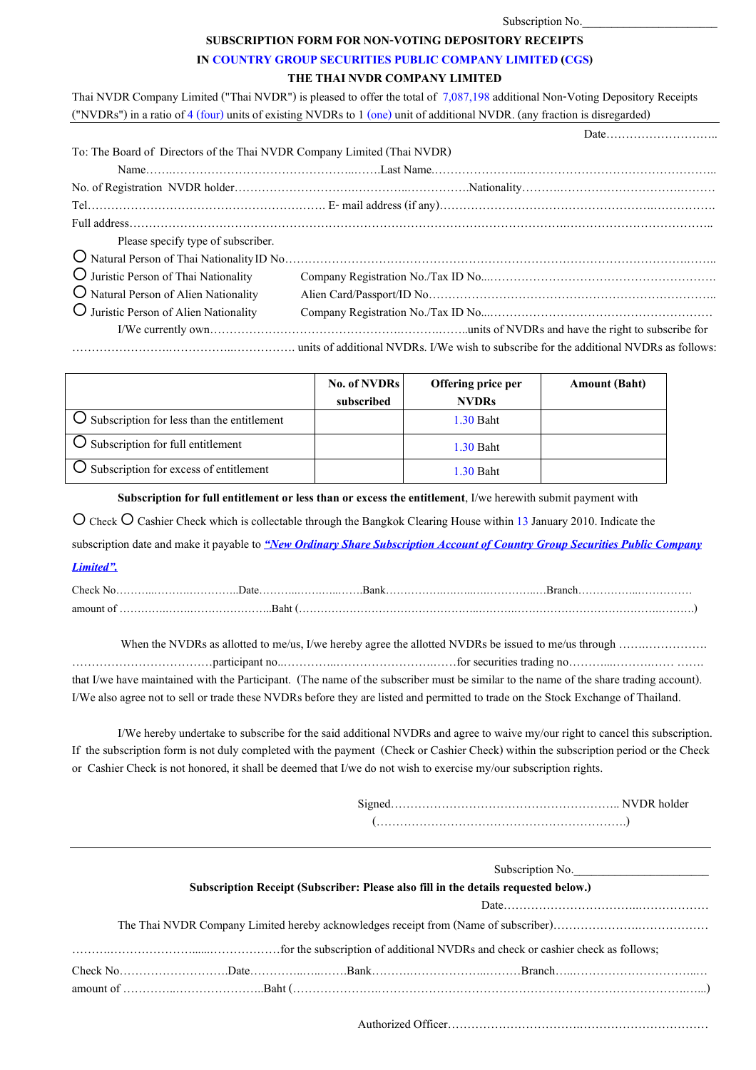Subscription No.______________________

**SUBSCRIPTION FORM FOR NON-VOTING DEPOSITORY RECEIPTS**

**IN COUNTRY GROUP SECURITIES PUBLIC COMPANY LIMITED (CGS)**

**THE THAI NVDR COMPANY LIMITED**

Thai NVDR Company Limited ("Thai NVDR") is pleased to offer the total of 7,087,198 additional Non-Voting Depository Receipts ("NVDRs") in a ratio of 4 (four) units of existing NVDRs to 1 (one) unit of additional NVDR. (any fraction is disregarded)

Date………………………..

To: The Board of Directors of the Thai NVDR Company Limited (Thai NVDR)

Name……………………………………………………Last Name……………………………………………………………

No. of Registration NVDR holder…………………………………………………………Nationality…………………………………………

Tel……………………………………………………… E- mail address (if any)…………………………………………………………

Full address………………………………………………………………………………………………………………………………

Please specify type of subscriber.

○ Natural Person of Thai Nationality ID No……………………………………………………………………………………

○ Juristic Person of Thai Nationality Company Registration No./Tax ID No……………………………………………………

○ Natural Person of Alien Nationality Alien Card/Passport/ID No………………………………………………………………

○ Juristic Person of Alien Nationality Company Registration No./Tax ID No……………………………………………………

I/We currently own…………………………………………………………units of NVDRs and have the right to subscribe for ………………………………………………. units of additional NVDRs. I/We wish to subscribe for the additional NVDRs as follows:

| | No. of NVDRs subscribed | Offering price per NVDRs | Amount (Baht) |
|---|---|---|---|
| ○ Subscription for less than the entitlement | | 1.30 Baht | |
| ○ Subscription for full entitlement | | 1.30 Baht | |
| ○ Subscription for excess of entitlement | | 1.30 Baht | |

**Subscription for full entitlement or less than or excess the entitlement**, I/we herewith submit payment with

○ Check ○ Cashier Check which is collectable through the Bangkok Clearing House within 13 January 2010. Indicate the subscription date and make it payable to ***"New Ordinary Share Subscription Account of Country Group Securities Public Company Limited".***

Check No……………………………Date…………………………Bank………………………………………Branch……………………………

amount of ………………………………………Baht (……………………………………………………………………………………………)

When the NVDRs as allotted to me/us, I/we hereby agree the allotted NVDRs be issued to me/us through ……………………… ………………………………participant no……………………………………for securities trading no………………………… ……. that I/we have maintained with the Participant. (The name of the subscriber must be similar to the name of the share trading account). I/We also agree not to sell or trade these NVDRs before they are listed and permitted to trade on the Stock Exchange of Thailand.

I/We hereby undertake to subscribe for the said additional NVDRs and agree to waive my/our right to cancel this subscription. If the subscription form is not duly completed with the payment (Check or Cashier Check) within the subscription period or the Check or Cashier Check is not honored, it shall be deemed that I/we do not wish to exercise my/our subscription rights.

Signed………………………………………………….. NVDR holder

(……………………………………………………….)

---

Subscription No.______________________

**Subscription Receipt (Subscriber: Please also fill in the details requested below.)**

Date……………………………………………………

The Thai NVDR Company Limited hereby acknowledges receipt from (Name of subscriber)………………………………………

………………………………………………………for the subscription of additional NVDRs and check or cashier check as follows;

Check No……………………….Date……………………Bank……………………………………Branch…………………………………

amount of ………………………………Baht (………………………………………………………………………………………………)

Authorized Officer…………………………………………………………